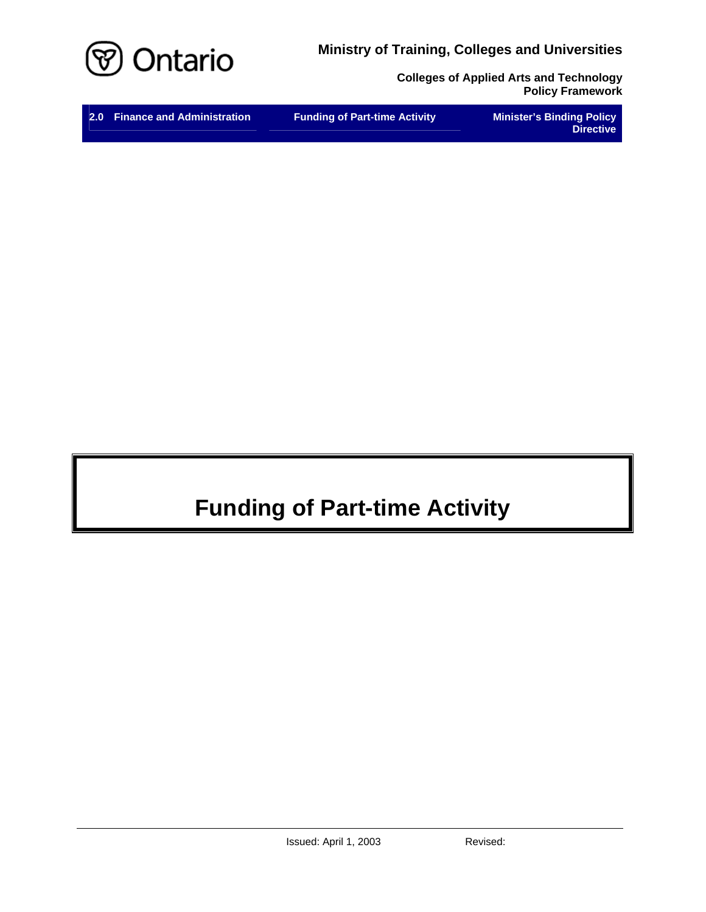# Funding of Part-time Activity

Issued: April 1, 2003 Revised: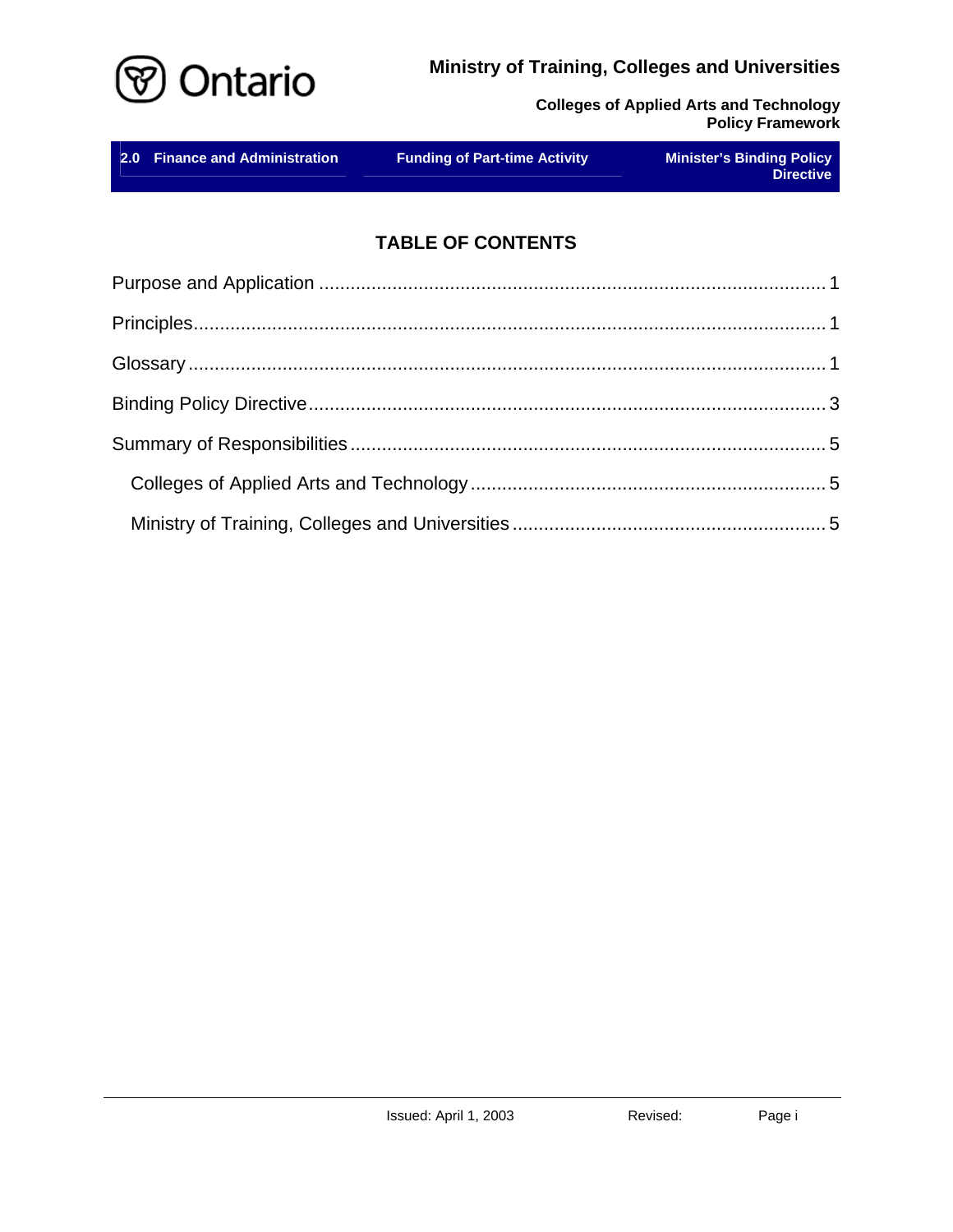## TABLE OF CONTENTS

Purpose and Application ................................................................................................ 1

Principles....................................................................................................................... 1

Glossary ........................................................................................................................ 1

Binding Policy Directive.................................................................................................. 3

Summary of Responsibilities .......................................................................................... 5

- Colleges of Applied Arts and Technology ................................................................... 5
- Ministry of Training, Colleges and Universities ........................................................... 5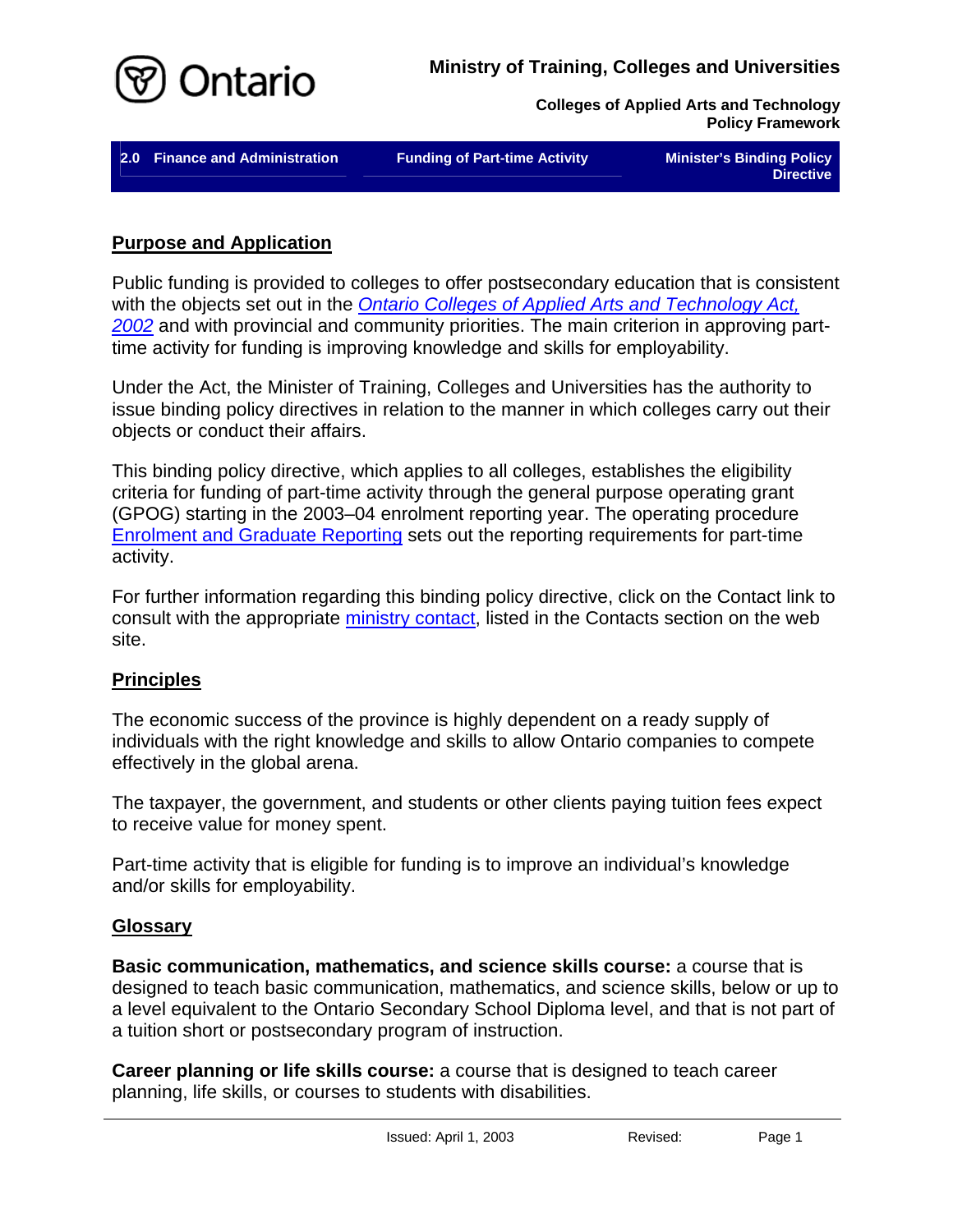## Purpose and Application

Public funding is provided to colleges to offer postsecondary education that is consistent with the objects set out in the *Ontario Colleges of Applied Arts and Technology Act, 2002* and with provincial and community priorities. The main criterion in approving part-time activity for funding is improving knowledge and skills for employability.

Under the Act, the Minister of Training, Colleges and Universities has the authority to issue binding policy directives in relation to the manner in which colleges carry out their objects or conduct their affairs.

This binding policy directive, which applies to all colleges, establishes the eligibility criteria for funding of part-time activity through the general purpose operating grant (GPOG) starting in the 2003–04 enrolment reporting year. The operating procedure Enrolment and Graduate Reporting sets out the reporting requirements for part-time activity.

For further information regarding this binding policy directive, click on the Contact link to consult with the appropriate ministry contact, listed in the Contacts section on the web site.

## Principles

The economic success of the province is highly dependent on a ready supply of individuals with the right knowledge and skills to allow Ontario companies to compete effectively in the global arena.

The taxpayer, the government, and students or other clients paying tuition fees expect to receive value for money spent.

Part-time activity that is eligible for funding is to improve an individual's knowledge and/or skills for employability.

## Glossary

**Basic communication, mathematics, and science skills course:** a course that is designed to teach basic communication, mathematics, and science skills, below or up to a level equivalent to the Ontario Secondary School Diploma level, and that is not part of a tuition short or postsecondary program of instruction.

**Career planning or life skills course:** a course that is designed to teach career planning, life skills, or courses to students with disabilities.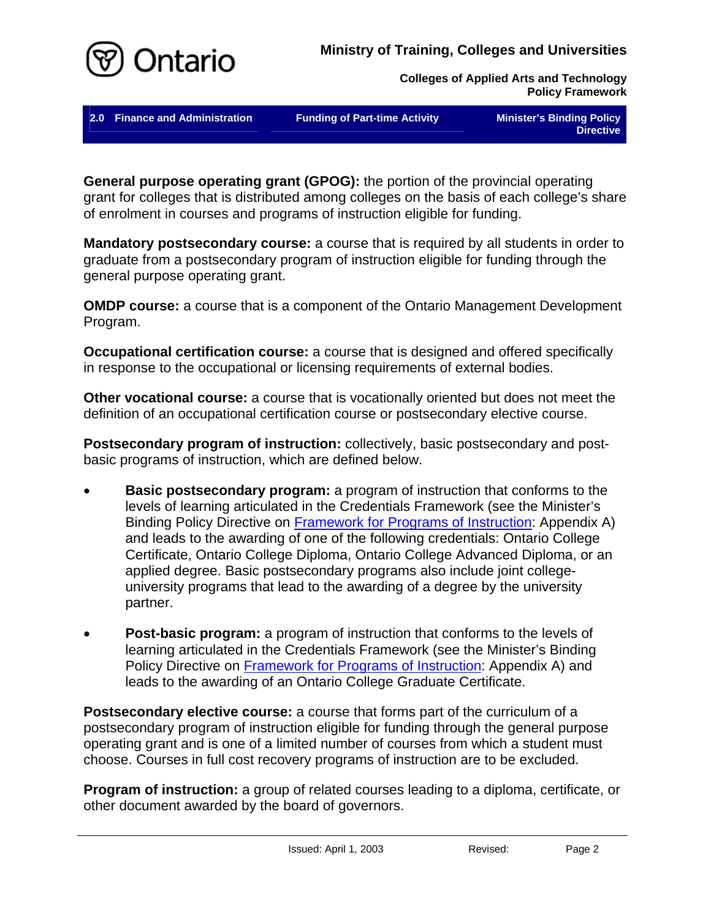**General purpose operating grant (GPOG):** the portion of the provincial operating grant for colleges that is distributed among colleges on the basis of each college's share of enrolment in courses and programs of instruction eligible for funding.

**Mandatory postsecondary course:** a course that is required by all students in order to graduate from a postsecondary program of instruction eligible for funding through the general purpose operating grant.

**OMDP course:** a course that is a component of the Ontario Management Development Program.

**Occupational certification course:** a course that is designed and offered specifically in response to the occupational or licensing requirements of external bodies.

**Other vocational course:** a course that is vocationally oriented but does not meet the definition of an occupational certification course or postsecondary elective course.

**Postsecondary program of instruction:** collectively, basic postsecondary and post-basic programs of instruction, which are defined below.

- **Basic postsecondary program:** a program of instruction that conforms to the levels of learning articulated in the Credentials Framework (see the Minister's Binding Policy Directive on Framework for Programs of Instruction: Appendix A) and leads to the awarding of one of the following credentials: Ontario College Certificate, Ontario College Diploma, Ontario College Advanced Diploma, or an applied degree. Basic postsecondary programs also include joint college-university programs that lead to the awarding of a degree by the university partner.

- **Post-basic program:** a program of instruction that conforms to the levels of learning articulated in the Credentials Framework (see the Minister's Binding Policy Directive on Framework for Programs of Instruction: Appendix A) and leads to the awarding of an Ontario College Graduate Certificate.

**Postsecondary elective course:** a course that forms part of the curriculum of a postsecondary program of instruction eligible for funding through the general purpose operating grant and is one of a limited number of courses from which a student must choose. Courses in full cost recovery programs of instruction are to be excluded.

**Program of instruction:** a group of related courses leading to a diploma, certificate, or other document awarded by the board of governors.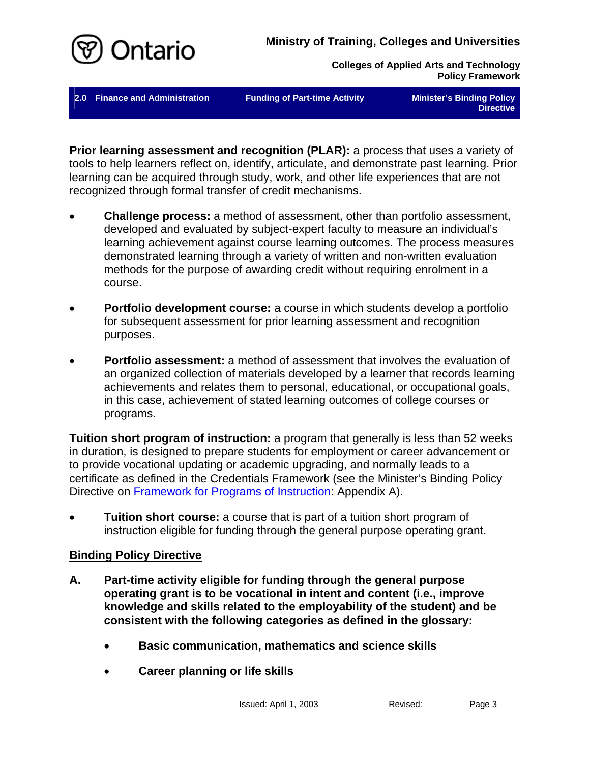**Prior learning assessment and recognition (PLAR):** a process that uses a variety of tools to help learners reflect on, identify, articulate, and demonstrate past learning. Prior learning can be acquired through study, work, and other life experiences that are not recognized through formal transfer of credit mechanisms.

- **Challenge process:** a method of assessment, other than portfolio assessment, developed and evaluated by subject-expert faculty to measure an individual's learning achievement against course learning outcomes. The process measures demonstrated learning through a variety of written and non-written evaluation methods for the purpose of awarding credit without requiring enrolment in a course.

- **Portfolio development course:** a course in which students develop a portfolio for subsequent assessment for prior learning assessment and recognition purposes.

- **Portfolio assessment:** a method of assessment that involves the evaluation of an organized collection of materials developed by a learner that records learning achievements and relates them to personal, educational, or occupational goals, in this case, achievement of stated learning outcomes of college courses or programs.

**Tuition short program of instruction:** a program that generally is less than 52 weeks in duration, is designed to prepare students for employment or career advancement or to provide vocational updating or academic upgrading, and normally leads to a certificate as defined in the Credentials Framework (see the Minister's Binding Policy Directive on Framework for Programs of Instruction: Appendix A).

- **Tuition short course:** a course that is part of a tuition short program of instruction eligible for funding through the general purpose operating grant.

## Binding Policy Directive

**A. Part-time activity eligible for funding through the general purpose operating grant is to be vocational in intent and content (i.e., improve knowledge and skills related to the employability of the student) and be consistent with the following categories as defined in the glossary:**

- **Basic communication, mathematics and science skills**
- **Career planning or life skills**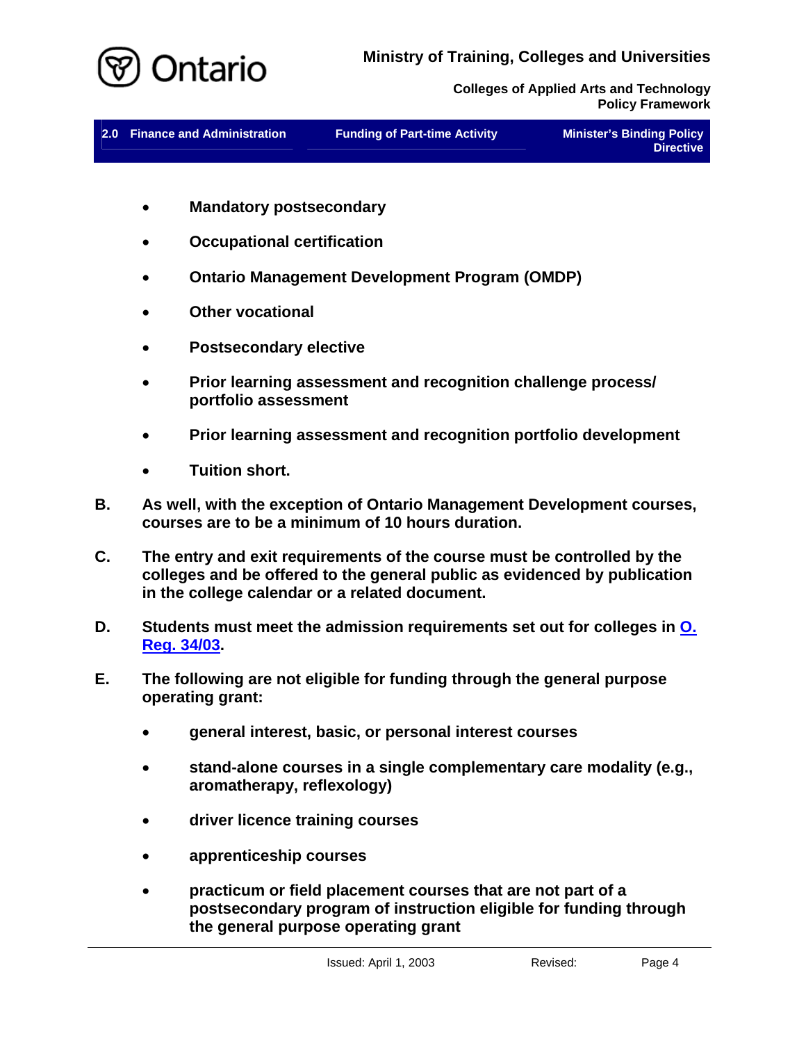- **Mandatory postsecondary**
- **Occupational certification**
- **Ontario Management Development Program (OMDP)**
- **Other vocational**
- **Postsecondary elective**
- **Prior learning assessment and recognition challenge process/ portfolio assessment**
- **Prior learning assessment and recognition portfolio development**
- **Tuition short.**

**B.** **As well, with the exception of Ontario Management Development courses, courses are to be a minimum of 10 hours duration.**

**C.** **The entry and exit requirements of the course must be controlled by the colleges and be offered to the general public as evidenced by publication in the college calendar or a related document.**

**D.** **Students must meet the admission requirements set out for colleges in O. Reg. 34/03.**

**E.** **The following are not eligible for funding through the general purpose operating grant:**

- **general interest, basic, or personal interest courses**
- **stand-alone courses in a single complementary care modality (e.g., aromatherapy, reflexology)**
- **driver licence training courses**
- **apprenticeship courses**
- **practicum or field placement courses that are not part of a postsecondary program of instruction eligible for funding through the general purpose operating grant**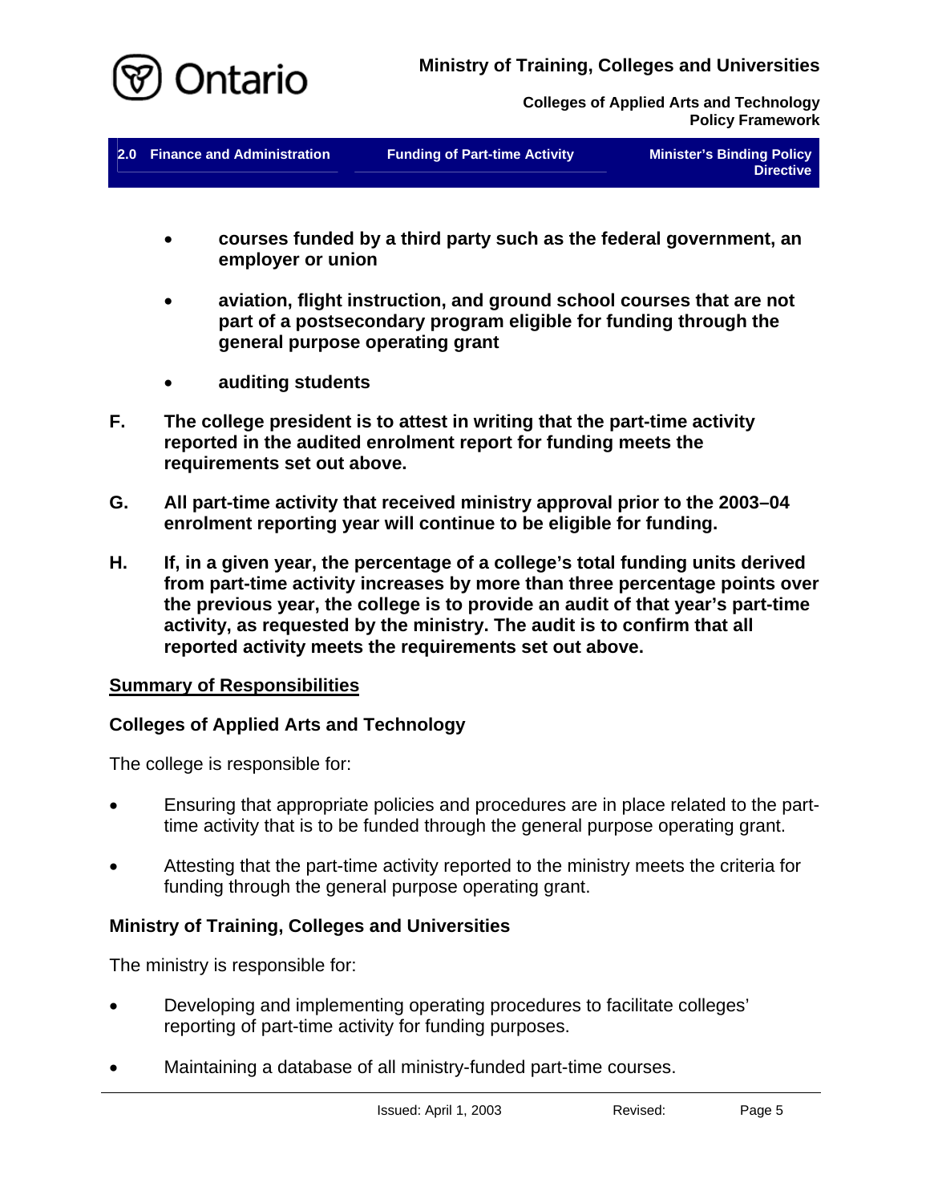- **courses funded by a third party such as the federal government, an employer or union**

- **aviation, flight instruction, and ground school courses that are not part of a postsecondary program eligible for funding through the general purpose operating grant**

- **auditing students**

**F. The college president is to attest in writing that the part-time activity reported in the audited enrolment report for funding meets the requirements set out above.**

**G. All part-time activity that received ministry approval prior to the 2003–04 enrolment reporting year will continue to be eligible for funding.**

**H. If, in a given year, the percentage of a college's total funding units derived from part-time activity increases by more than three percentage points over the previous year, the college is to provide an audit of that year's part-time activity, as requested by the ministry. The audit is to confirm that all reported activity meets the requirements set out above.**

## Summary of Responsibilities

### Colleges of Applied Arts and Technology

The college is responsible for:

- Ensuring that appropriate policies and procedures are in place related to the part-time activity that is to be funded through the general purpose operating grant.

- Attesting that the part-time activity reported to the ministry meets the criteria for funding through the general purpose operating grant.

### Ministry of Training, Colleges and Universities

The ministry is responsible for:

- Developing and implementing operating procedures to facilitate colleges' reporting of part-time activity for funding purposes.

- Maintaining a database of all ministry-funded part-time courses.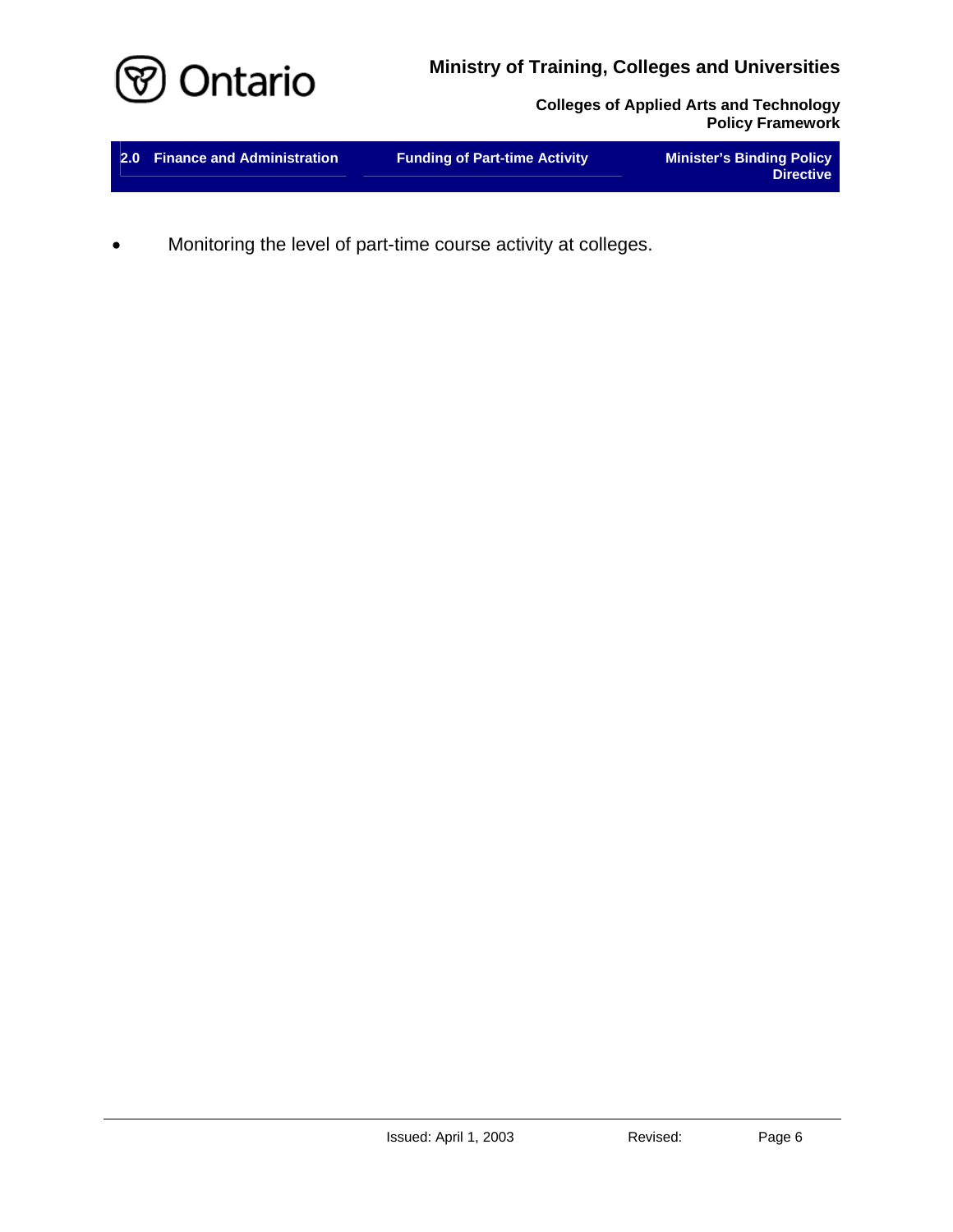- Monitoring the level of part-time course activity at colleges.